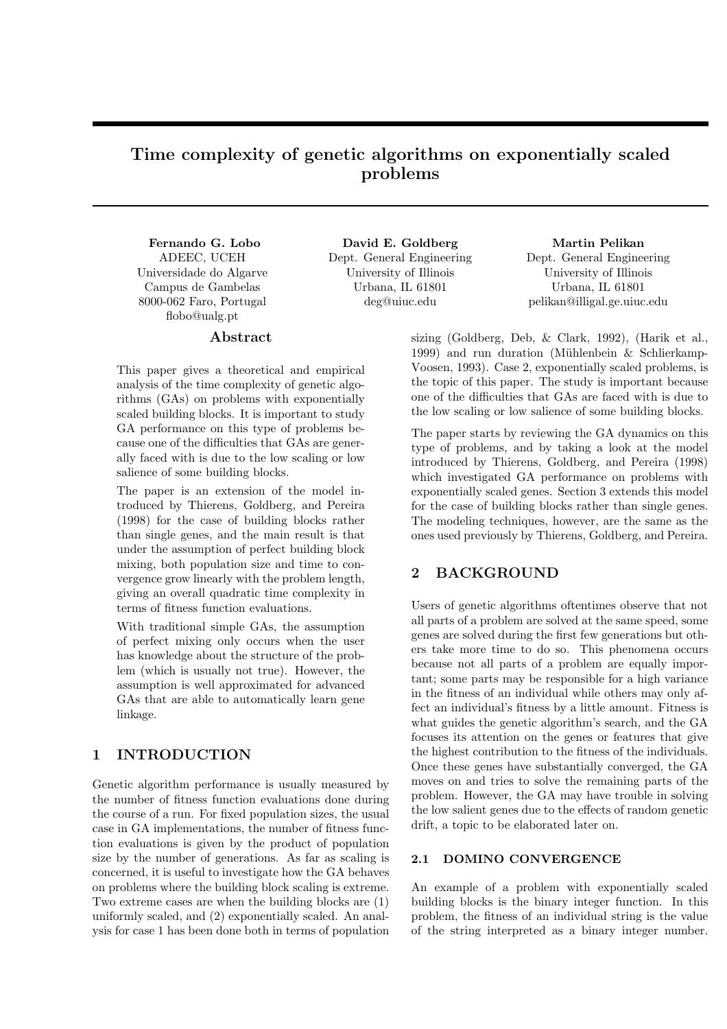# Time complexity of genetic algorithms on exponentially scaled problems

**Fernando G. Lobo**
ADEEC, UCEH
Universidade do Algarve
Campus de Gambelas
8000-062 Faro, Portugal
flobo@ualg.pt

**David E. Goldberg**
Dept. General Engineering
University of Illinois
Urbana, IL 61801
deg@uiuc.edu

**Martin Pelikan**
Dept. General Engineering
University of Illinois
Urbana, IL 61801
pelikan@illigal.ge.uiuc.edu

## Abstract

This paper gives a theoretical and empirical analysis of the time complexity of genetic algorithms (GAs) on problems with exponentially scaled building blocks. It is important to study GA performance on this type of problems because one of the difficulties that GAs are generally faced with is due to the low scaling or low salience of some building blocks.

The paper is an extension of the model introduced by Thierens, Goldberg, and Pereira (1998) for the case of building blocks rather than single genes, and the main result is that under the assumption of perfect building block mixing, both population size and time to convergence grow linearly with the problem length, giving an overall quadratic time complexity in terms of fitness function evaluations.

With traditional simple GAs, the assumption of perfect mixing only occurs when the user has knowledge about the structure of the problem (which is usually not true). However, the assumption is well approximated for advanced GAs that are able to automatically learn gene linkage.

## 1 INTRODUCTION

Genetic algorithm performance is usually measured by the number of fitness function evaluations done during the course of a run. For fixed population sizes, the usual case in GA implementations, the number of fitness function evaluations is given by the product of population size by the number of generations. As far as scaling is concerned, it is useful to investigate how the GA behaves on problems where the building block scaling is extreme. Two extreme cases are when the building blocks are (1) uniformly scaled, and (2) exponentially scaled. An analysis for case 1 has been done both in terms of population sizing (Goldberg, Deb, & Clark, 1992), (Harik et al., 1999) and run duration (Mühlenbein & Schlierkamp-Voosen, 1993). Case 2, exponentially scaled problems, is the topic of this paper. The study is important because one of the difficulties that GAs are faced with is due to the low scaling or low salience of some building blocks.

The paper starts by reviewing the GA dynamics on this type of problems, and by taking a look at the model introduced by Thierens, Goldberg, and Pereira (1998) which investigated GA performance on problems with exponentially scaled genes. Section 3 extends this model for the case of building blocks rather than single genes. The modeling techniques, however, are the same as the ones used previously by Thierens, Goldberg, and Pereira.

## 2 BACKGROUND

Users of genetic algorithms oftentimes observe that not all parts of a problem are solved at the same speed, some genes are solved during the first few generations but others take more time to do so. This phenomena occurs because not all parts of a problem are equally important; some parts may be responsible for a high variance in the fitness of an individual while others may only affect an individual's fitness by a little amount. Fitness is what guides the genetic algorithm's search, and the GA focuses its attention on the genes or features that give the highest contribution to the fitness of the individuals. Once these genes have substantially converged, the GA moves on and tries to solve the remaining parts of the problem. However, the GA may have trouble in solving the low salient genes due to the effects of random genetic drift, a topic to be elaborated later on.

### 2.1 DOMINO CONVERGENCE

An example of a problem with exponentially scaled building blocks is the binary integer function. In this problem, the fitness of an individual string is the value of the string interpreted as a binary integer number.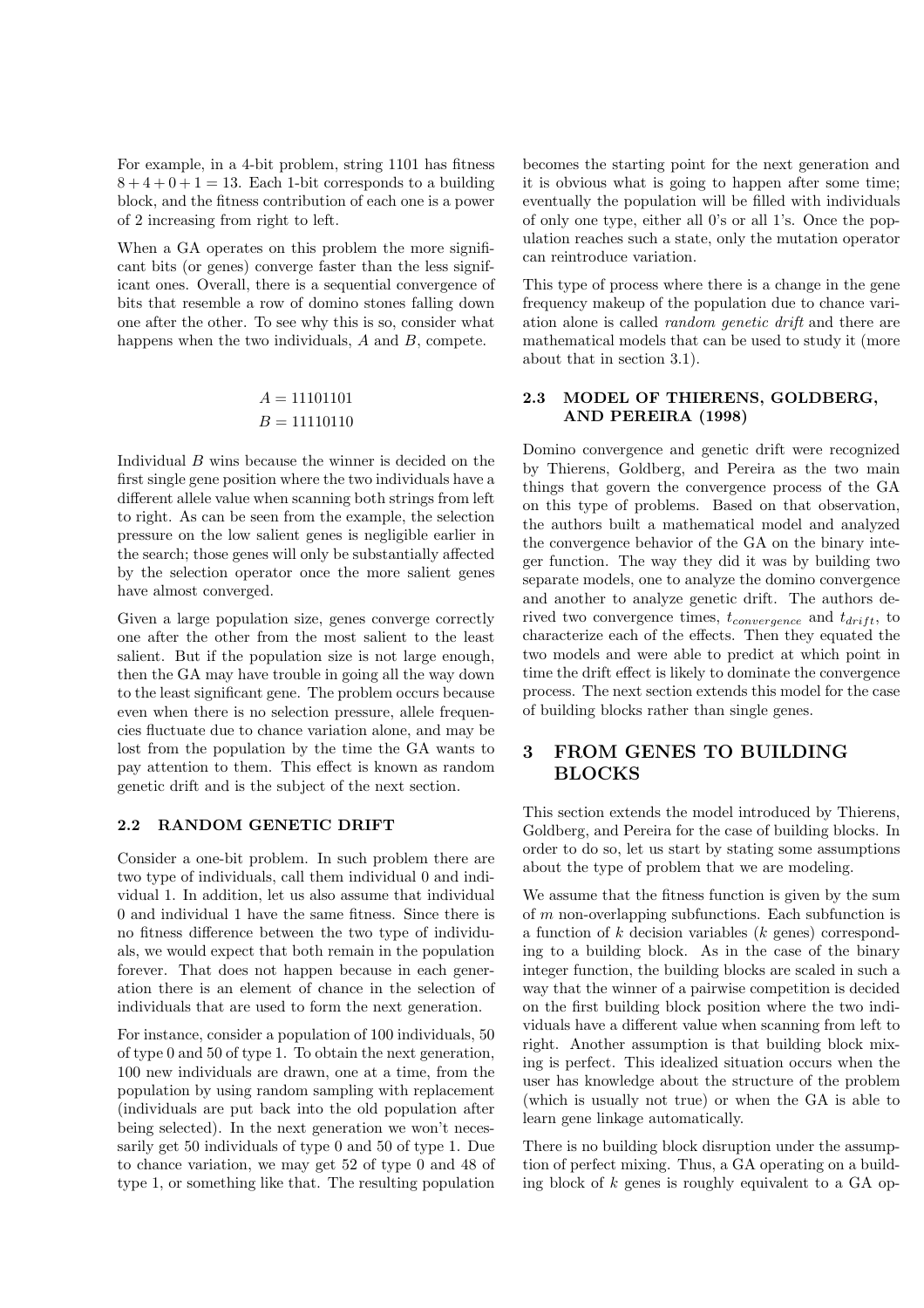For example, in a 4-bit problem, string 1101 has fitness $8+4+0+1 = 13$. Each 1-bit corresponds to a building block, and the fitness contribution of each one is a power of 2 increasing from right to left.

When a GA operates on this problem the more significant bits (or genes) converge faster than the less significant ones. Overall, there is a sequential convergence of bits that resemble a row of domino stones falling down one after the other. To see why this is so, consider what happens when the two individuals, $A$ and $B$, compete.

$$A = 11101101$$
$$B = 11110110$$

Individual $B$ wins because the winner is decided on the first single gene position where the two individuals have a different allele value when scanning both strings from left to right. As can be seen from the example, the selection pressure on the low salient genes is negligible earlier in the search; those genes will only be substantially affected by the selection operator once the more salient genes have almost converged.

Given a large population size, genes converge correctly one after the other from the most salient to the least salient. But if the population size is not large enough, then the GA may have trouble in going all the way down to the least significant gene. The problem occurs because even when there is no selection pressure, allele frequencies fluctuate due to chance variation alone, and may be lost from the population by the time the GA wants to pay attention to them. This effect is known as random genetic drift and is the subject of the next section.

### 2.2 RANDOM GENETIC DRIFT

Consider a one-bit problem. In such problem there are two type of individuals, call them individual 0 and individual 1. In addition, let us also assume that individual 0 and individual 1 have the same fitness. Since there is no fitness difference between the two type of individuals, we would expect that both remain in the population forever. That does not happen because in each generation there is an element of chance in the selection of individuals that are used to form the next generation.

For instance, consider a population of 100 individuals, 50 of type 0 and 50 of type 1. To obtain the next generation, 100 new individuals are drawn, one at a time, from the population by using random sampling with replacement (individuals are put back into the old population after being selected). In the next generation we won't necessarily get 50 individuals of type 0 and 50 of type 1. Due to chance variation, we may get 52 of type 0 and 48 of type 1, or something like that. The resulting population becomes the starting point for the next generation and it is obvious what is going to happen after some time; eventually the population will be filled with individuals of only one type, either all 0's or all 1's. Once the population reaches such a state, only the mutation operator can reintroduce variation.

This type of process where there is a change in the gene frequency makeup of the population due to chance variation alone is called *random genetic drift* and there are mathematical models that can be used to study it (more about that in section 3.1).

### 2.3 MODEL OF THIERENS, GOLDBERG, AND PEREIRA (1998)

Domino convergence and genetic drift were recognized by Thierens, Goldberg, and Pereira as the two main things that govern the convergence process of the GA on this type of problems. Based on that observation, the authors built a mathematical model and analyzed the convergence behavior of the GA on the binary integer function. The way they did it was by building two separate models, one to analyze the domino convergence and another to analyze genetic drift. The authors derived two convergence times, $t_{convergence}$ and $t_{drift}$, to characterize each of the effects. Then they equated the two models and were able to predict at which point in time the drift effect is likely to dominate the convergence process. The next section extends this model for the case of building blocks rather than single genes.

## 3 FROM GENES TO BUILDING BLOCKS

This section extends the model introduced by Thierens, Goldberg, and Pereira for the case of building blocks. In order to do so, let us start by stating some assumptions about the type of problem that we are modeling.

We assume that the fitness function is given by the sum of $m$ non-overlapping subfunctions. Each subfunction is a function of $k$ decision variables ($k$ genes) corresponding to a building block. As in the case of the binary integer function, the building blocks are scaled in such a way that the winner of a pairwise competition is decided on the first building block position where the two individuals have a different value when scanning from left to right. Another assumption is that building block mixing is perfect. This idealized situation occurs when the user has knowledge about the structure of the problem (which is usually not true) or when the GA is able to learn gene linkage automatically.

There is no building block disruption under the assumption of perfect mixing. Thus, a GA operating on a building block of $k$ genes is roughly equivalent to a GA op-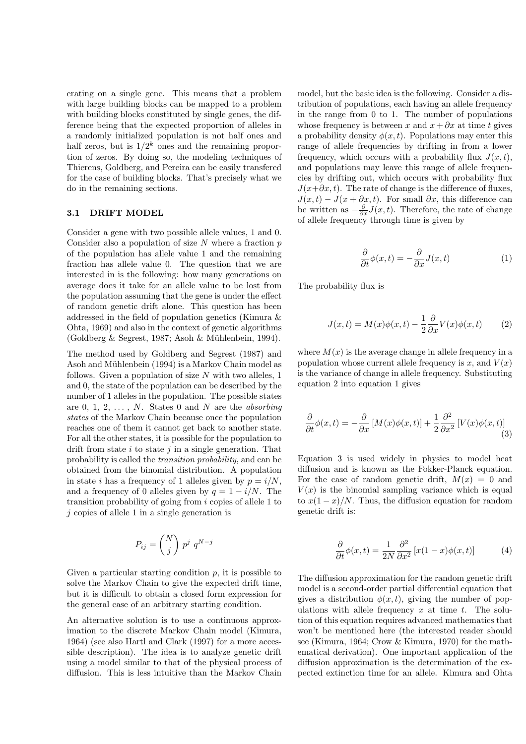erating on a single gene. This means that a problem with large building blocks can be mapped to a problem with building blocks constituted by single genes, the difference being that the expected proportion of alleles in a randomly initialized population is not half ones and half zeros, but is $1/2^k$ ones and the remaining proportion of zeros. By doing so, the modeling techniques of Thierens, Goldberg, and Pereira can be easily transfered for the case of building blocks. That's precisely what we do in the remaining sections.

### 3.1 DRIFT MODEL

Consider a gene with two possible allele values, 1 and 0. Consider also a population of size $N$ where a fraction $p$ of the population has allele value 1 and the remaining fraction has allele value 0. The question that we are interested in is the following: how many generations on average does it take for an allele value to be lost from the population assuming that the gene is under the effect of random genetic drift alone. This question has been addressed in the field of population genetics (Kimura & Ohta, 1969) and also in the context of genetic algorithms (Goldberg & Segrest, 1987; Asoh & Mühlenbein, 1994).

The method used by Goldberg and Segrest (1987) and Asoh and Mühlenbein (1994) is a Markov Chain model as follows. Given a population of size $N$ with two alleles, 1 and 0, the state of the population can be described by the number of 1 alleles in the population. The possible states are 0, 1, 2, ..., $N$. States 0 and $N$ are the *absorbing states* of the Markov Chain because once the population reaches one of them it cannot get back to another state. For all the other states, it is possible for the population to drift from state $i$ to state $j$ in a single generation. That probability is called the *transition probability*, and can be obtained from the binomial distribution. A population in state $i$ has a frequency of 1 alleles given by $p = i/N$, and a frequency of 0 alleles given by $q = 1 - i/N$. The transition probability of going from $i$ copies of allele 1 to $j$ copies of allele 1 in a single generation is

$$P_{ij} = \binom{N}{j} \; p^j \; q^{N-j}$$

Given a particular starting condition $p$, it is possible to solve the Markov Chain to give the expected drift time, but it is difficult to obtain a closed form expression for the general case of an arbitrary starting condition.

An alternative solution is to use a continuous approximation to the discrete Markov Chain model (Kimura, 1964) (see also Hartl and Clark (1997) for a more accessible description). The idea is to analyze genetic drift using a model similar to that of the physical process of diffusion. This is less intuitive than the Markov Chain model, but the basic idea is the following. Consider a distribution of populations, each having an allele frequency in the range from 0 to 1. The number of populations whose frequency is between $x$ and $x + \partial x$ at time $t$ gives a probability density $\phi(x, t)$. Populations may enter this range of allele frequencies by drifting in from a lower frequency, which occurs with a probability flux $J(x, t)$, and populations may leave this range of allele frequencies by drifting out, which occurs with probability flux $J(x+\partial x, t)$. The rate of change is the difference of fluxes, $J(x, t) - J(x + \partial x, t)$. For small $\partial x$, this difference can be written as $-\frac{\partial}{\partial x} J(x, t)$. Therefore, the rate of change of allele frequency through time is given by

$$\frac{\partial}{\partial t}\phi(x, t) = -\frac{\partial}{\partial x} J(x, t) \tag{1}$$

The probability flux is

$$J(x, t) = M(x)\phi(x, t) - \frac{1}{2}\frac{\partial}{\partial x} V(x)\phi(x, t) \tag{2}$$

where $M(x)$ is the average change in allele frequency in a population whose current allele frequency is $x$, and $V(x)$ is the variance of change in allele frequency. Substituting equation 2 into equation 1 gives

$$\frac{\partial}{\partial t}\phi(x, t) = -\frac{\partial}{\partial x}\left[M(x)\phi(x, t)\right] + \frac{1}{2}\frac{\partial^2}{\partial x^2}\left[V(x)\phi(x, t)\right] \tag{3}$$

Equation 3 is used widely in physics to model heat diffusion and is known as the Fokker-Planck equation. For the case of random genetic drift, $M(x) = 0$ and $V(x)$ is the binomial sampling variance which is equal to $x(1 - x)/N$. Thus, the diffusion equation for random genetic drift is:

$$\frac{\partial}{\partial t}\phi(x, t) = \frac{1}{2N}\frac{\partial^2}{\partial x^2}\left[x(1 - x)\phi(x, t)\right] \tag{4}$$

The diffusion approximation for the random genetic drift model is a second-order partial differential equation that gives a distribution $\phi(x, t)$, giving the number of populations with allele frequency $x$ at time $t$. The solution of this equation requires advanced mathematics that won't be mentioned here (the interested reader should see (Kimura, 1964; Crow & Kimura, 1970) for the mathematical derivation). One important application of the diffusion approximation is the determination of the expected extinction time for an allele. Kimura and Ohta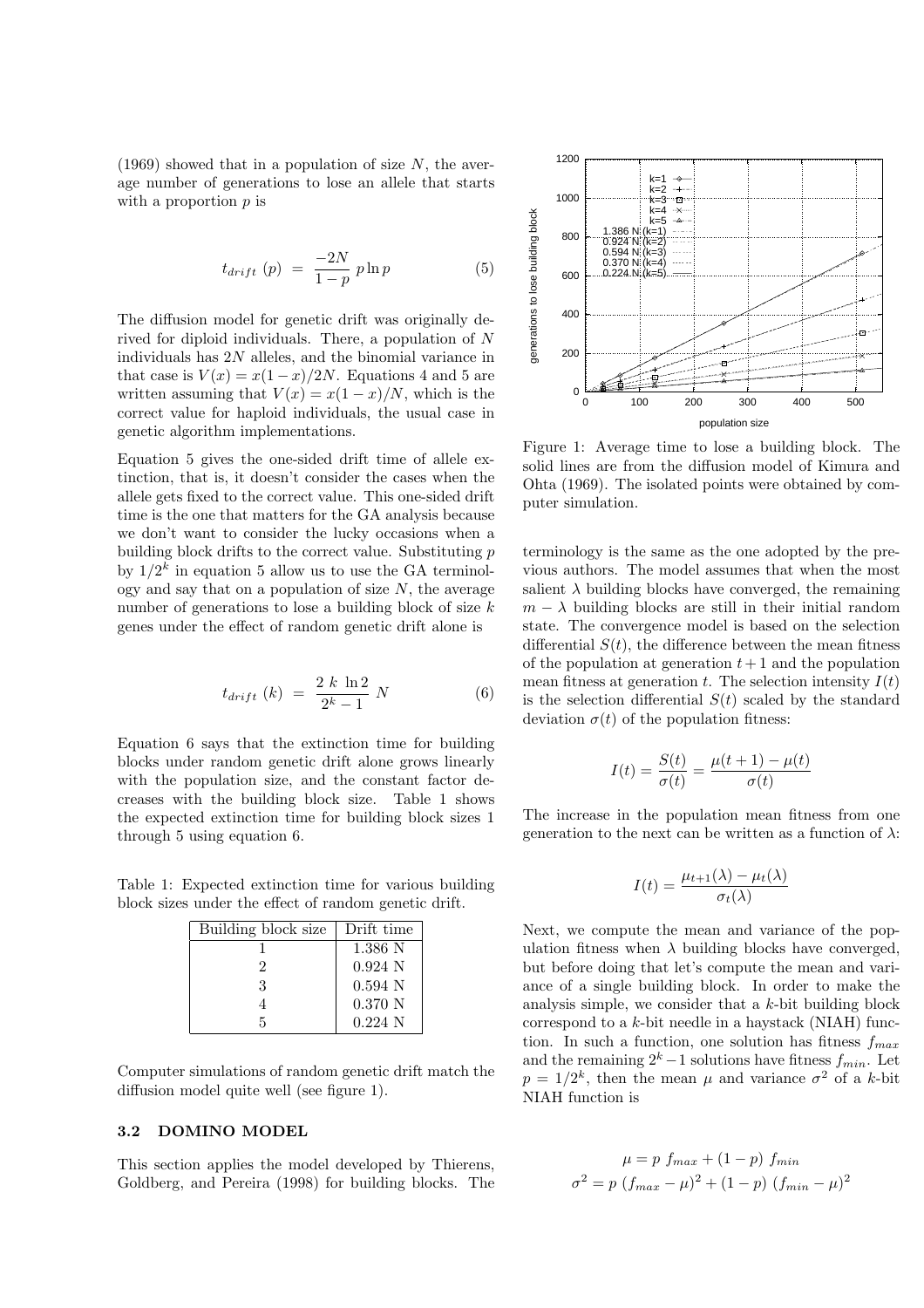(1969) showed that in a population of size $N$, the average number of generations to lose an allele that starts with a proportion $p$ is

$$t_{drift}\ (p) \ = \ \frac{-2N}{1-p}\ p \ln p \qquad (5)$$

The diffusion model for genetic drift was originally derived for diploid individuals. There, a population of $N$ individuals has $2N$ alleles, and the binomial variance in that case is $V(x) = x(1-x)/2N$. Equations 4 and 5 are written assuming that $V(x) = x(1-x)/N$, which is the correct value for haploid individuals, the usual case in genetic algorithm implementations.

Equation 5 gives the one-sided drift time of allele extinction, that is, it doesn't consider the cases when the allele gets fixed to the correct value. This one-sided drift time is the one that matters for the GA analysis because we don't want to consider the lucky occasions when a building block drifts to the correct value. Substituting $p$ by $1/2^k$ in equation 5 allow us to use the GA terminology and say that on a population of size $N$, the average number of generations to lose a building block of size $k$ genes under the effect of random genetic drift alone is

$$t_{drift}\ (k) \ = \ \frac{2\ k\ \ln 2}{2^k - 1}\ N \qquad (6)$$

Equation 6 says that the extinction time for building blocks under random genetic drift alone grows linearly with the population size, and the constant factor decreases with the building block size. Table 1 shows the expected extinction time for building block sizes 1 through 5 using equation 6.

Table 1: Expected extinction time for various building block sizes under the effect of random genetic drift.

| Building block size | Drift time |
|---|---|
| 1 | 1.386 N |
| 2 | 0.924 N |
| 3 | 0.594 N |
| 4 | 0.370 N |
| 5 | 0.224 N |

Computer simulations of random genetic drift match the diffusion model quite well (see figure 1).

Figure 1: Average time to lose a building block. The solid lines are from the diffusion model of Kimura and Ohta (1969). The isolated points were obtained by computer simulation.

### 3.2 DOMINO MODEL

This section applies the model developed by Thierens, Goldberg, and Pereira (1998) for building blocks. The terminology is the same as the one adopted by the previous authors. The model assumes that when the most salient $\lambda$ building blocks have converged, the remaining $m - \lambda$ building blocks are still in their initial random state. The convergence model is based on the selection differential $S(t)$, the difference between the mean fitness of the population at generation $t+1$ and the population mean fitness at generation $t$. The selection intensity $I(t)$ is the selection differential $S(t)$ scaled by the standard deviation $\sigma(t)$ of the population fitness:

$$I(t) = \frac{S(t)}{\sigma(t)} = \frac{\mu(t+1) - \mu(t)}{\sigma(t)}$$

The increase in the population mean fitness from one generation to the next can be written as a function of $\lambda$:

$$I(t) = \frac{\mu_{t+1}(\lambda) - \mu_t(\lambda)}{\sigma_t(\lambda)}$$

Next, we compute the mean and variance of the population fitness when $\lambda$ building blocks have converged, but before doing that let's compute the mean and variance of a single building block. In order to make the analysis simple, we consider that a $k$-bit building block correspond to a $k$-bit needle in a haystack (NIAH) function. In such a function, one solution has fitness $f_{max}$ and the remaining $2^k - 1$ solutions have fitness $f_{min}$. Let $p = 1/2^k$, then the mean $\mu$ and variance $\sigma^2$ of a $k$-bit NIAH function is

$$\mu = p\ f_{max} + (1-p)\ f_{min}$$
$$\sigma^2 = p\ (f_{max} - \mu)^2 + (1-p)\ (f_{min} - \mu)^2$$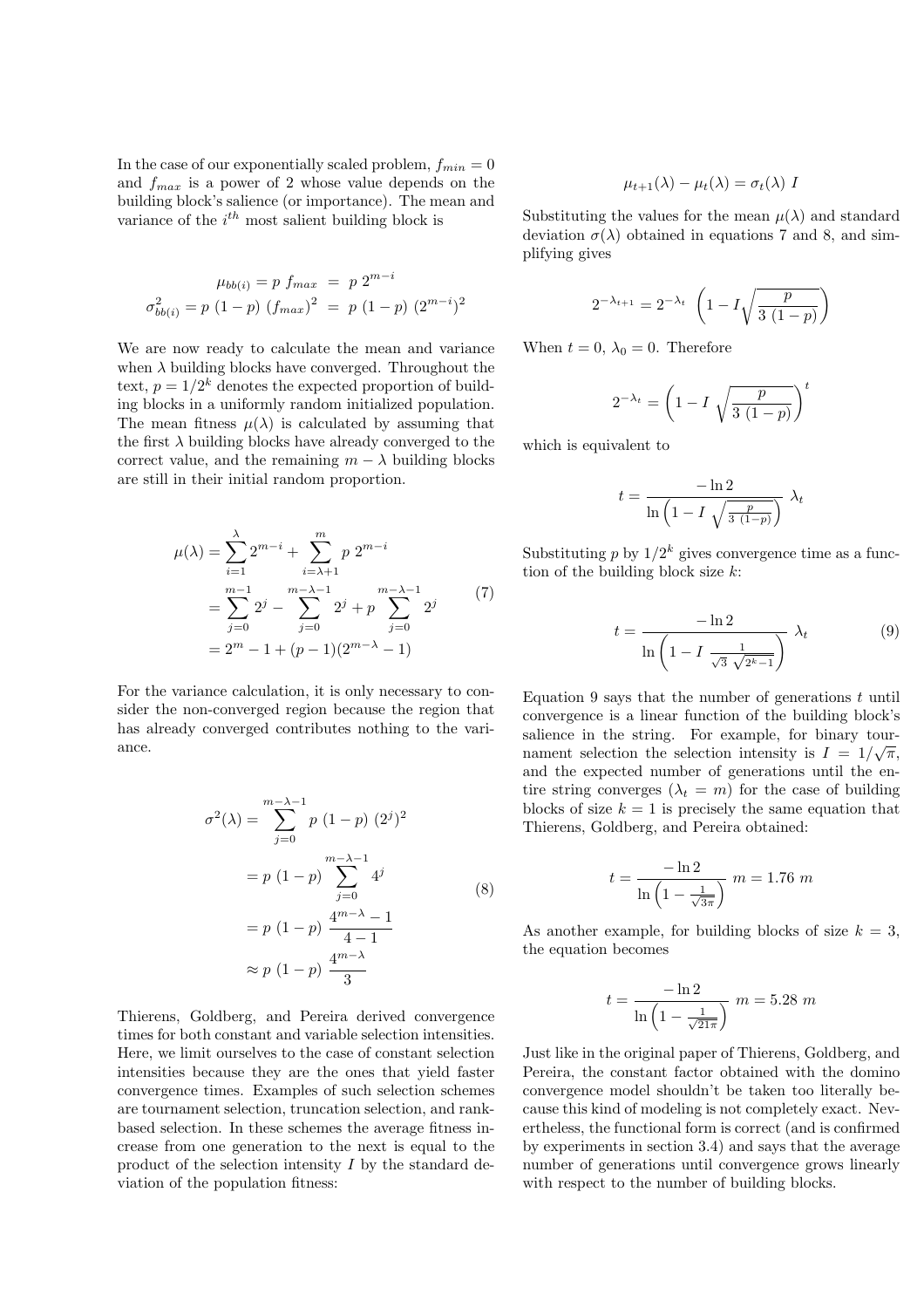In the case of our exponentially scaled problem, $f_{min} = 0$ and $f_{max}$ is a power of 2 whose value depends on the building block's salience (or importance). The mean and variance of the $i^{th}$ most salient building block is

$$\mu_{bb(i)} = p \ f_{max} \ = \ p \ 2^{m-i}$$
$$\sigma^2_{bb(i)} = p \ (1-p) \ (f_{max})^2 \ = \ p \ (1-p) \ (2^{m-i})^2$$

We are now ready to calculate the mean and variance when $\lambda$ building blocks have converged. Throughout the text, $p = 1/2^k$ denotes the expected proportion of building blocks in a uniformly random initialized population. The mean fitness $\mu(\lambda)$ is calculated by assuming that the first $\lambda$ building blocks have already converged to the correct value, and the remaining $m - \lambda$ building blocks are still in their initial random proportion.

$$\begin{aligned}
\mu(\lambda) &= \sum_{i=1}^{\lambda} 2^{m-i} + \sum_{i=\lambda+1}^{m} p \ 2^{m-i} \\
&= \sum_{j=0}^{m-1} 2^j - \sum_{j=0}^{m-\lambda-1} 2^j + p \sum_{j=0}^{m-\lambda-1} 2^j \\
&= 2^m - 1 + (p-1)(2^{m-\lambda} - 1)
\end{aligned} \tag{7}$$

For the variance calculation, it is only necessary to consider the non-converged region because the region that has already converged contributes nothing to the variance.

$$\begin{aligned}
\sigma^2(\lambda) &= \sum_{j=0}^{m-\lambda-1} p \ (1-p) \ (2^j)^2 \\
&= p \ (1-p) \sum_{j=0}^{m-\lambda-1} 4^j \\
&= p \ (1-p) \ \frac{4^{m-\lambda} - 1}{4-1} \\
&\approx p \ (1-p) \ \frac{4^{m-\lambda}}{3}
\end{aligned} \tag{8}$$

Thierens, Goldberg, and Pereira derived convergence times for both constant and variable selection intensities. Here, we limit ourselves to the case of constant selection intensities because they are the ones that yield faster convergence times. Examples of such selection schemes are tournament selection, truncation selection, and rank-based selection. In these schemes the average fitness increase from one generation to the next is equal to the product of the selection intensity $I$ by the standard deviation of the population fitness:

$$\mu_{t+1}(\lambda) - \mu_t(\lambda) = \sigma_t(\lambda) \ I$$

Substituting the values for the mean $\mu(\lambda)$ and standard deviation $\sigma(\lambda)$ obtained in equations 7 and 8, and simplifying gives

$$2^{-\lambda_{t+1}} = 2^{-\lambda_t} \ \left(1 - I\sqrt{\frac{p}{3 \ (1-p)}}\right)$$

When $t = 0$, $\lambda_0 = 0$. Therefore

$$2^{-\lambda_t} = \left(1 - I \ \sqrt{\frac{p}{3 \ (1-p)}}\right)^t$$

which is equivalent to

$$t = \frac{-\ln 2}{\ln\left(1 - I \ \sqrt{\frac{p}{3 \ (1-p)}}\right)} \ \lambda_t$$

Substituting $p$ by $1/2^k$ gives convergence time as a function of the building block size $k$:

$$t = \frac{-\ln 2}{\ln\left(1 - I \ \frac{1}{\sqrt{3} \ \sqrt{2^k - 1}}\right)} \ \lambda_t \tag{9}$$

Equation 9 says that the number of generations $t$ until convergence is a linear function of the building block's salience in the string. For example, for binary tournament selection the selection intensity is $I = 1/\sqrt{\pi}$, and the expected number of generations until the entire string converges ($\lambda_t = m$) for the case of building blocks of size $k = 1$ is precisely the same equation that Thierens, Goldberg, and Pereira obtained:

$$t = \frac{-\ln 2}{\ln\left(1 - \frac{1}{\sqrt{3\pi}}\right)} \ m = 1.76 \ m$$

As another example, for building blocks of size $k = 3$, the equation becomes

$$t = \frac{-\ln 2}{\ln\left(1 - \frac{1}{\sqrt{21\pi}}\right)} \ m = 5.28 \ m$$

Just like in the original paper of Thierens, Goldberg, and Pereira, the constant factor obtained with the domino convergence model shouldn't be taken too literally because this kind of modeling is not completely exact. Nevertheless, the functional form is correct (and is confirmed by experiments in section 3.4) and says that the average number of generations until convergence grows linearly with respect to the number of building blocks.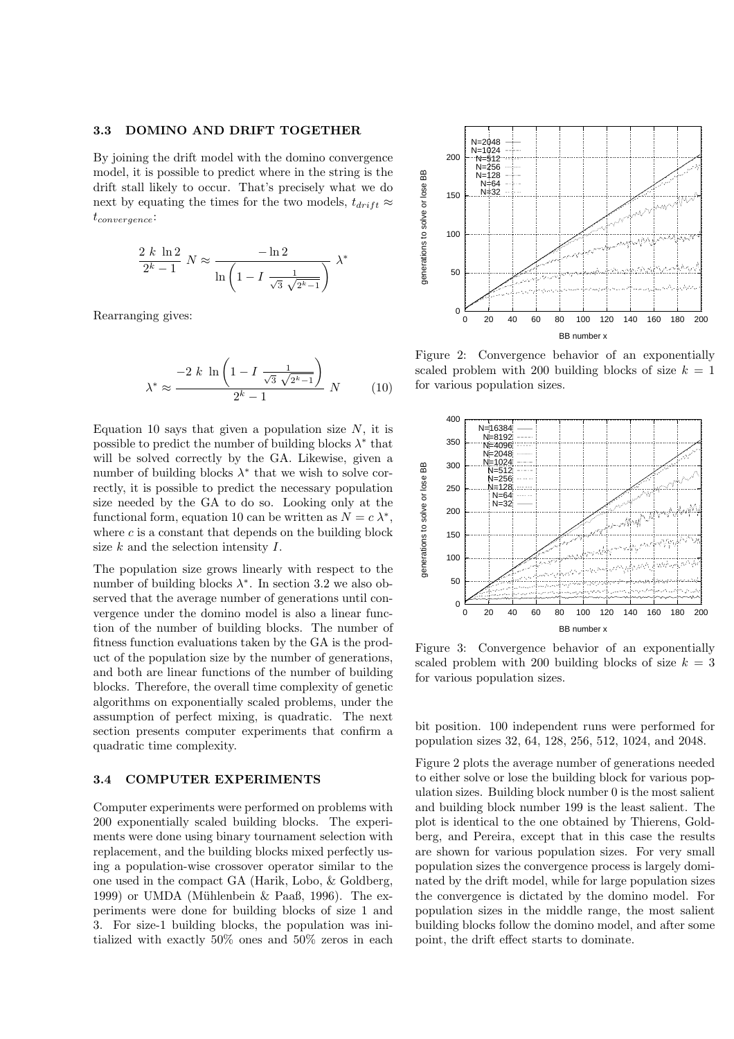### 3.3 DOMINO AND DRIFT TOGETHER

By joining the drift model with the domino convergence model, it is possible to predict where in the string is the drift stall likely to occur. That's precisely what we do next by equating the times for the two models, $t_{drift} \approx t_{convergence}$:

$$\frac{2\ k\ \ln 2}{2^k - 1}\ N \approx \frac{-\ln 2}{\ln\left(1 - I\ \frac{1}{\sqrt{3}\ \sqrt{2^k-1}}\right)}\ \lambda^*$$

Rearranging gives:

$$\lambda^* \approx \frac{-2\ k\ \ln\left(1 - I\ \frac{1}{\sqrt{3}\ \sqrt{2^k-1}}\right)}{2^k - 1}\ N \qquad (10)$$

Equation 10 says that given a population size $N$, it is possible to predict the number of building blocks $\lambda^*$ that will be solved correctly by the GA. Likewise, given a number of building blocks $\lambda^*$ that we wish to solve correctly, it is possible to predict the necessary population size needed by the GA to do so. Looking only at the functional form, equation 10 can be written as $N = c\ \lambda^*$, where $c$ is a constant that depends on the building block size $k$ and the selection intensity $I$.

The population size grows linearly with respect to the number of building blocks $\lambda^*$. In section 3.2 we also observed that the average number of generations until convergence under the domino model is also a linear function of the number of building blocks. The number of fitness function evaluations taken by the GA is the product of the population size by the number of generations, and both are linear functions of the number of building blocks. Therefore, the overall time complexity of genetic algorithms on exponentially scaled problems, under the assumption of perfect mixing, is quadratic. The next section presents computer experiments that confirm a quadratic time complexity.

### 3.4 COMPUTER EXPERIMENTS

Computer experiments were performed on problems with 200 exponentially scaled building blocks. The experiments were done using binary tournament selection with replacement, and the building blocks mixed perfectly using a population-wise crossover operator similar to the one used in the compact GA (Harik, Lobo, & Goldberg, 1999) or UMDA (Mühlenbein & Paaß, 1996). The experiments were done for building blocks of size 1 and 3. For size-1 building blocks, the population was initialized with exactly 50% ones and 50% zeros in each bit position. 100 independent runs were performed for population sizes 32, 64, 128, 256, 512, 1024, and 2048.

Figure 2: Convergence behavior of an exponentially scaled problem with 200 building blocks of size $k = 1$ for various population sizes.

Figure 3: Convergence behavior of an exponentially scaled problem with 200 building blocks of size $k = 3$ for various population sizes.

Figure 2 plots the average number of generations needed to either solve or lose the building block for various population sizes. Building block number 0 is the most salient and building block number 199 is the least salient. The plot is identical to the one obtained by Thierens, Goldberg, and Pereira, except that in this case the results are shown for various population sizes. For very small population sizes the convergence process is largely dominated by the drift model, while for large population sizes the convergence is dictated by the domino model. For population sizes in the middle range, the most salient building blocks follow the domino model, and after some point, the drift effect starts to dominate.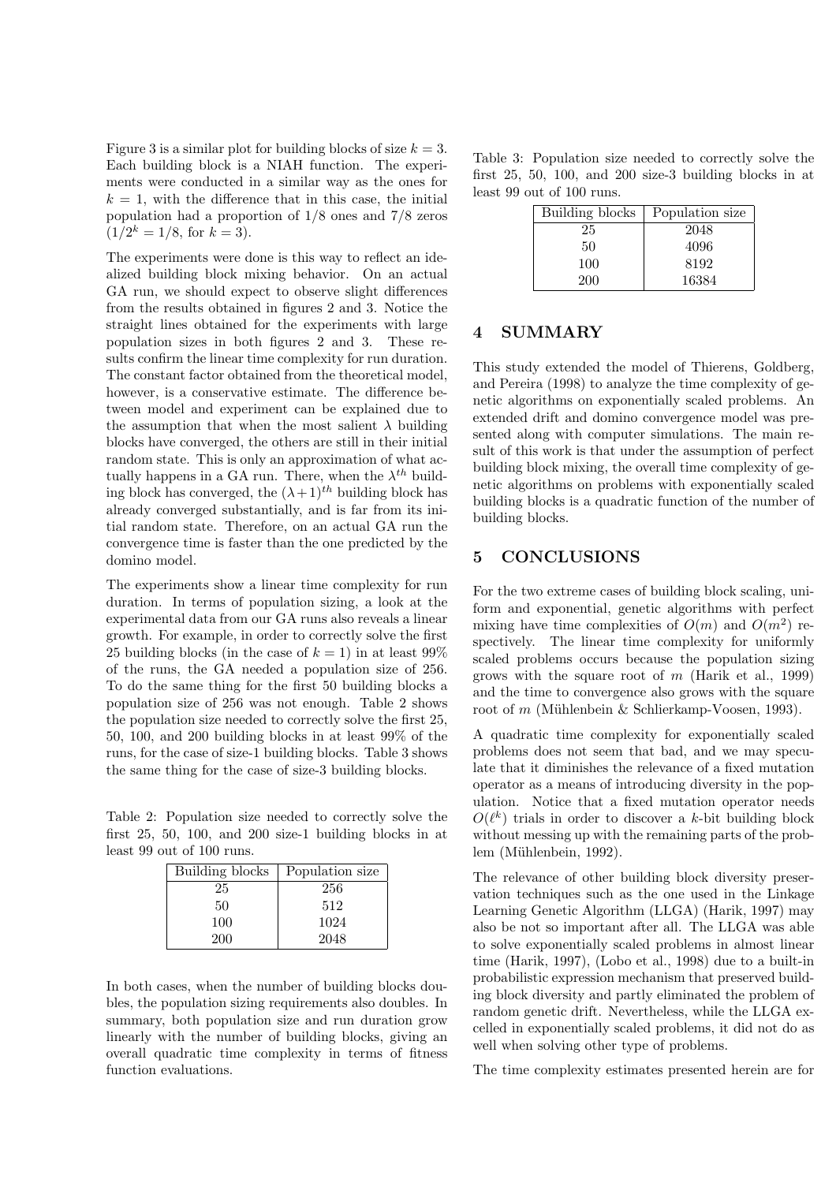Figure 3 is a similar plot for building blocks of size $k = 3$. Each building block is a NIAH function. The experiments were conducted in a similar way as the ones for $k = 1$, with the difference that in this case, the initial population had a proportion of 1/8 ones and 7/8 zeros ($1/2^k = 1/8$, for $k = 3$).

The experiments were done is this way to reflect an idealized building block mixing behavior. On an actual GA run, we should expect to observe slight differences from the results obtained in figures 2 and 3. Notice the straight lines obtained for the experiments with large population sizes in both figures 2 and 3. These results confirm the linear time complexity for run duration. The constant factor obtained from the theoretical model, however, is a conservative estimate. The difference between model and experiment can be explained due to the assumption that when the most salient $\lambda$ building blocks have converged, the others are still in their initial random state. This is only an approximation of what actually happens in a GA run. There, when the $\lambda^{th}$ building block has converged, the $(\lambda+1)^{th}$ building block has already converged substantially, and is far from its initial random state. Therefore, on an actual GA run the convergence time is faster than the one predicted by the domino model.

The experiments show a linear time complexity for run duration. In terms of population sizing, a look at the experimental data from our GA runs also reveals a linear growth. For example, in order to correctly solve the first 25 building blocks (in the case of $k = 1$) in at least 99% of the runs, the GA needed a population size of 256. To do the same thing for the first 50 building blocks a population size of 256 was not enough. Table 2 shows the population size needed to correctly solve the first 25, 50, 100, and 200 building blocks in at least 99% of the runs, for the case of size-1 building blocks. Table 3 shows the same thing for the case of size-3 building blocks.

Table 2: Population size needed to correctly solve the first 25, 50, 100, and 200 size-1 building blocks in at least 99 out of 100 runs.

| Building blocks | Population size |
|---|---|
| 25 | 256 |
| 50 | 512 |
| 100 | 1024 |
| 200 | 2048 |

In both cases, when the number of building blocks doubles, the population sizing requirements also doubles. In summary, both population size and run duration grow linearly with the number of building blocks, giving an overall quadratic time complexity in terms of fitness function evaluations.

Table 3: Population size needed to correctly solve the first 25, 50, 100, and 200 size-3 building blocks in at least 99 out of 100 runs.

| Building blocks | Population size |
|---|---|
| 25 | 2048 |
| 50 | 4096 |
| 100 | 8192 |
| 200 | 16384 |

## 4 SUMMARY

This study extended the model of Thierens, Goldberg, and Pereira (1998) to analyze the time complexity of genetic algorithms on exponentially scaled problems. An extended drift and domino convergence model was presented along with computer simulations. The main result of this work is that under the assumption of perfect building block mixing, the overall time complexity of genetic algorithms on problems with exponentially scaled building blocks is a quadratic function of the number of building blocks.

## 5 CONCLUSIONS

For the two extreme cases of building block scaling, uniform and exponential, genetic algorithms with perfect mixing have time complexities of $O(m)$ and $O(m^2)$ respectively. The linear time complexity for uniformly scaled problems occurs because the population sizing grows with the square root of $m$ (Harik et al., 1999) and the time to convergence also grows with the square root of $m$ (Mühlenbein & Schlierkamp-Voosen, 1993).

A quadratic time complexity for exponentially scaled problems does not seem that bad, and we may speculate that it diminishes the relevance of a fixed mutation operator as a means of introducing diversity in the population. Notice that a fixed mutation operator needs $O(\ell^k)$ trials in order to discover a $k$-bit building block without messing up with the remaining parts of the problem (Mühlenbein, 1992).

The relevance of other building block diversity preservation techniques such as the one used in the Linkage Learning Genetic Algorithm (LLGA) (Harik, 1997) may also be not so important after all. The LLGA was able to solve exponentially scaled problems in almost linear time (Harik, 1997), (Lobo et al., 1998) due to a built-in probabilistic expression mechanism that preserved building block diversity and partly eliminated the problem of random genetic drift. Nevertheless, while the LLGA excelled in exponentially scaled problems, it did not do as well when solving other type of problems.

The time complexity estimates presented herein are for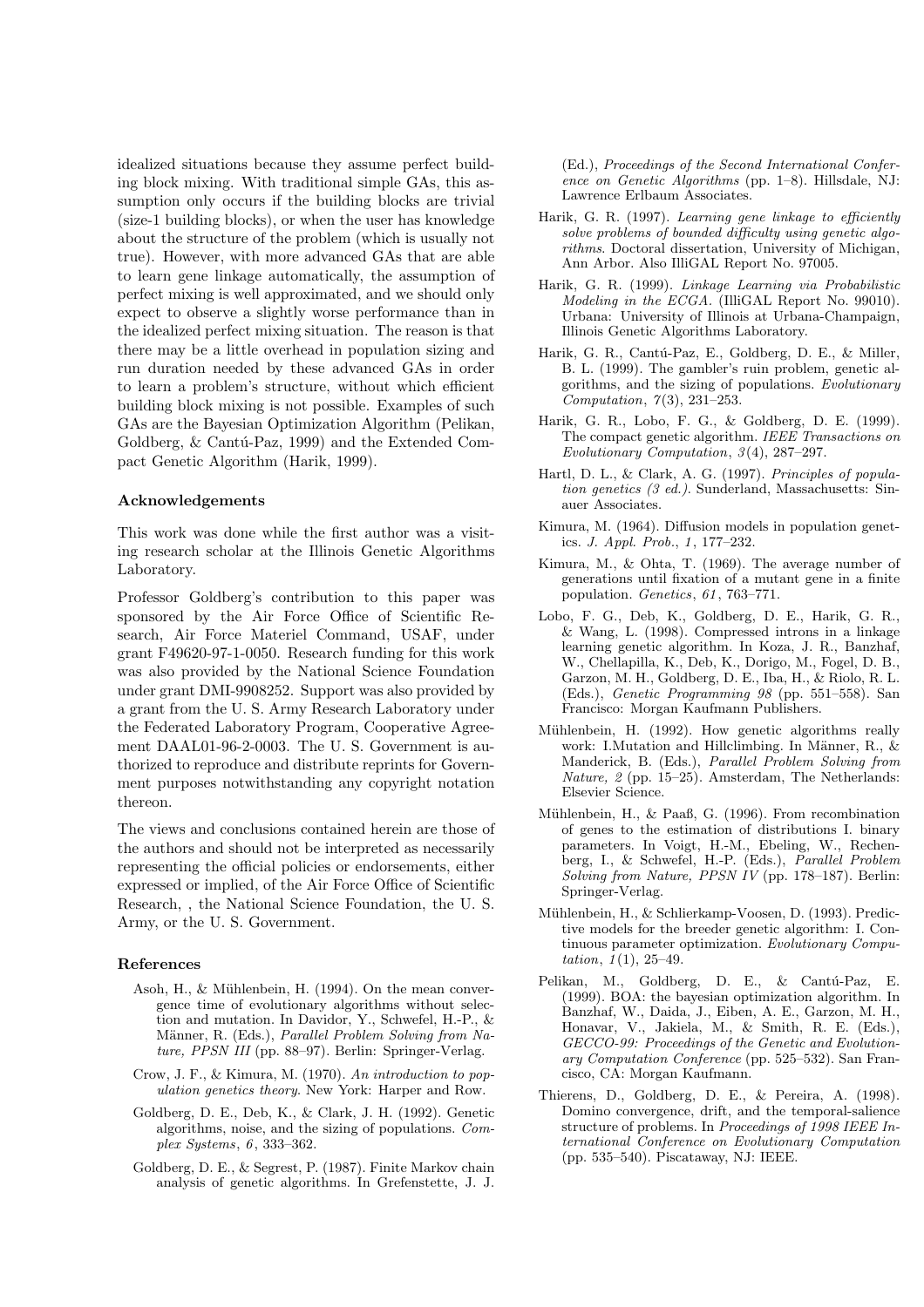idealized situations because they assume perfect building block mixing. With traditional simple GAs, this assumption only occurs if the building blocks are trivial (size-1 building blocks), or when the user has knowledge about the structure of the problem (which is usually not true). However, with more advanced GAs that are able to learn gene linkage automatically, the assumption of perfect mixing is well approximated, and we should only expect to observe a slightly worse performance than in the idealized perfect mixing situation. The reason is that there may be a little overhead in population sizing and run duration needed by these advanced GAs in order to learn a problem's structure, without which efficient building block mixing is not possible. Examples of such GAs are the Bayesian Optimization Algorithm (Pelikan, Goldberg, & Cantú-Paz, 1999) and the Extended Compact Genetic Algorithm (Harik, 1999).

#### Acknowledgements

This work was done while the first author was a visiting research scholar at the Illinois Genetic Algorithms Laboratory.

Professor Goldberg's contribution to this paper was sponsored by the Air Force Office of Scientific Research, Air Force Materiel Command, USAF, under grant F49620-97-1-0050. Research funding for this work was also provided by the National Science Foundation under grant DMI-9908252. Support was also provided by a grant from the U. S. Army Research Laboratory under the Federated Laboratory Program, Cooperative Agreement DAAL01-96-2-0003. The U. S. Government is authorized to reproduce and distribute reprints for Government purposes notwithstanding any copyright notation thereon.

The views and conclusions contained herein are those of the authors and should not be interpreted as necessarily representing the official policies or endorsements, either expressed or implied, of the Air Force Office of Scientific Research, , the National Science Foundation, the U. S. Army, or the U. S. Government.

#### References

- Asoh, H., & Mühlenbein, H. (1994). On the mean convergence time of evolutionary algorithms without selection and mutation. In Davidor, Y., Schwefel, H.-P., & Männer, R. (Eds.), *Parallel Problem Solving from Nature, PPSN III* (pp. 88–97). Berlin: Springer-Verlag.
- Crow, J. F., & Kimura, M. (1970). *An introduction to population genetics theory*. New York: Harper and Row.
- Goldberg, D. E., Deb, K., & Clark, J. H. (1992). Genetic algorithms, noise, and the sizing of populations. *Complex Systems*, *6*, 333–362.
- Goldberg, D. E., & Segrest, P. (1987). Finite Markov chain analysis of genetic algorithms. In Grefenstette, J. J. (Ed.), *Proceedings of the Second International Conference on Genetic Algorithms* (pp. 1–8). Hillsdale, NJ: Lawrence Erlbaum Associates.
- Harik, G. R. (1997). *Learning gene linkage to efficiently solve problems of bounded difficulty using genetic algorithms*. Doctoral dissertation, University of Michigan, Ann Arbor. Also IlliGAL Report No. 97005.
- Harik, G. R. (1999). *Linkage Learning via Probabilistic Modeling in the ECGA*. (IlliGAL Report No. 99010). Urbana: University of Illinois at Urbana-Champaign, Illinois Genetic Algorithms Laboratory.
- Harik, G. R., Cantú-Paz, E., Goldberg, D. E., & Miller, B. L. (1999). The gambler's ruin problem, genetic algorithms, and the sizing of populations. *Evolutionary Computation*, *7*(3), 231–253.
- Harik, G. R., Lobo, F. G., & Goldberg, D. E. (1999). The compact genetic algorithm. *IEEE Transactions on Evolutionary Computation*, *3*(4), 287–297.
- Hartl, D. L., & Clark, A. G. (1997). *Principles of population genetics (3 ed.)*. Sunderland, Massachusetts: Sinauer Associates.
- Kimura, M. (1964). Diffusion models in population genetics. *J. Appl. Prob.*, *1*, 177–232.
- Kimura, M., & Ohta, T. (1969). The average number of generations until fixation of a mutant gene in a finite population. *Genetics*, *61*, 763–771.
- Lobo, F. G., Deb, K., Goldberg, D. E., Harik, G. R., & Wang, L. (1998). Compressed introns in a linkage learning genetic algorithm. In Koza, J. R., Banzhaf, W., Chellapilla, K., Deb, K., Dorigo, M., Fogel, D. B., Garzon, M. H., Goldberg, D. E., Iba, H., & Riolo, R. L. (Eds.), *Genetic Programming 98* (pp. 551–558). San Francisco: Morgan Kaufmann Publishers.
- Mühlenbein, H. (1992). How genetic algorithms really work: I.Mutation and Hillclimbing. In Männer, R., & Manderick, B. (Eds.), *Parallel Problem Solving from Nature, 2* (pp. 15–25). Amsterdam, The Netherlands: Elsevier Science.
- Mühlenbein, H., & Paaß, G. (1996). From recombination of genes to the estimation of distributions I. binary parameters. In Voigt, H.-M., Ebeling, W., Rechenberg, I., & Schwefel, H.-P. (Eds.), *Parallel Problem Solving from Nature, PPSN IV* (pp. 178–187). Berlin: Springer-Verlag.
- Mühlenbein, H., & Schlierkamp-Voosen, D. (1993). Predictive models for the breeder genetic algorithm: I. Continuous parameter optimization. *Evolutionary Computation*, *1*(1), 25–49.
- Pelikan, M., Goldberg, D. E., & Cantú-Paz, E. (1999). BOA: the bayesian optimization algorithm. In Banzhaf, W., Daida, J., Eiben, A. E., Garzon, M. H., Honavar, V., Jakiela, M., & Smith, R. E. (Eds.), *GECCO-99: Proceedings of the Genetic and Evolutionary Computation Conference* (pp. 525–532). San Francisco, CA: Morgan Kaufmann.
- Thierens, D., Goldberg, D. E., & Pereira, A. (1998). Domino convergence, drift, and the temporal-salience structure of problems. In *Proceedings of 1998 IEEE International Conference on Evolutionary Computation* (pp. 535–540). Piscataway, NJ: IEEE.